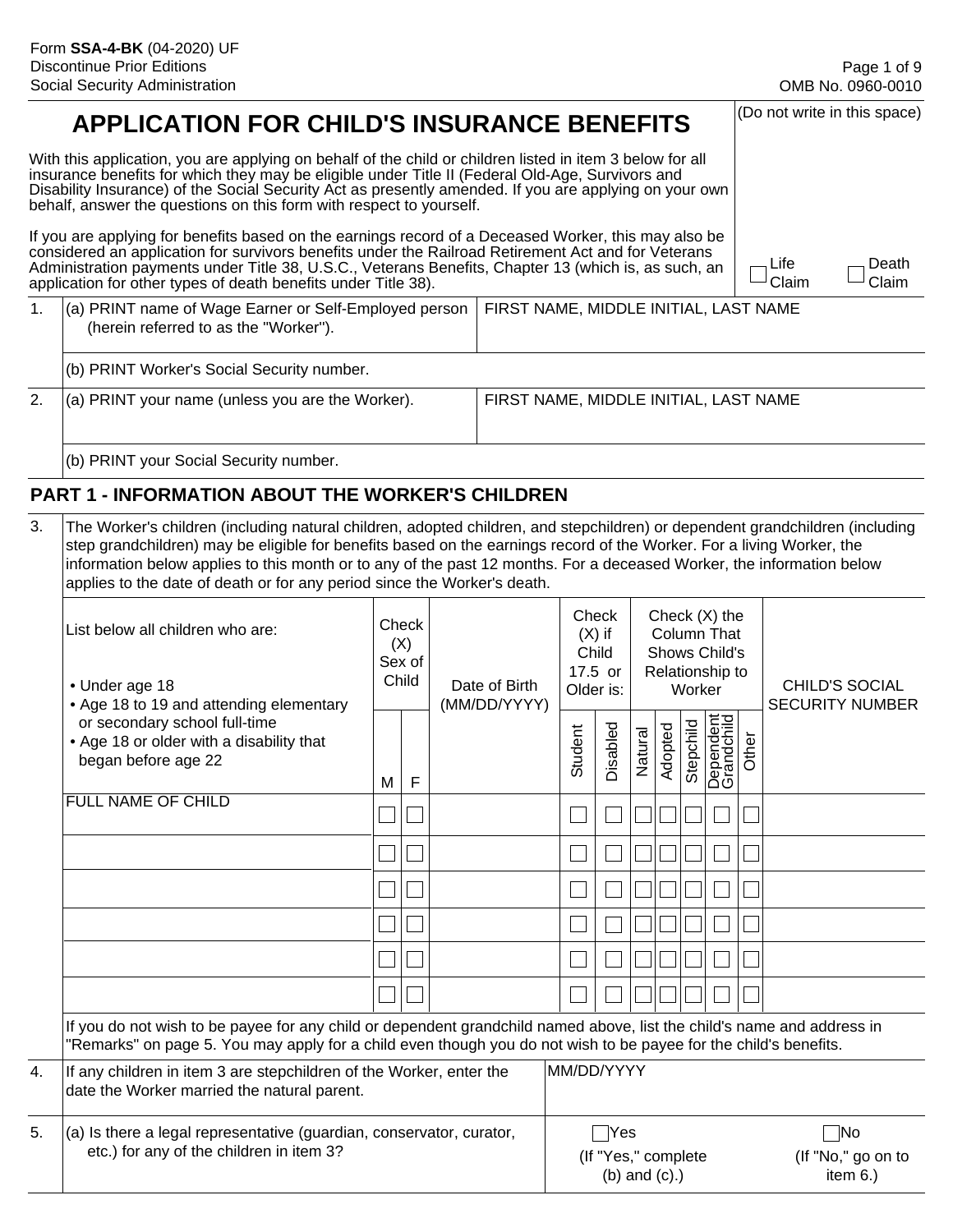Form **SSA-4-BK** (04-2020) UF
Discontinue Prior Editions
Social Security Administration

OMB No. 0960-0010

# APPLICATION FOR CHILD'S INSURANCE BENEFITS

(Do not write in this space)

☐ Life Claim ☐ Death Claim

With this application, you are applying on behalf of the child or children listed in item 3 below for all insurance benefits for which they may be eligible under Title II (Federal Old-Age, Survivors and Disability Insurance) of the Social Security Act as presently amended. If you are applying on your own behalf, answer the questions on this form with respect to yourself.

If you are applying for benefits based on the earnings record of a Deceased Worker, this may also be considered an application for survivors benefits under the Railroad Retirement Act and for Veterans Administration payments under Title 38, U.S.C., Veterans Benefits, Chapter 13 (which is, as such, an application for other types of death benefits under Title 38).

| | | |
|---|---|---|
| 1. | (a) PRINT name of Wage Earner or Self-Employed person (herein referred to as the "Worker"). | FIRST NAME, MIDDLE INITIAL, LAST NAME |
| | (b) PRINT Worker's Social Security number. | |
| 2. | (a) PRINT your name (unless you are the Worker). | FIRST NAME, MIDDLE INITIAL, LAST NAME |
| | (b) PRINT your Social Security number. | |

## PART 1 - INFORMATION ABOUT THE WORKER'S CHILDREN

3. The Worker's children (including natural children, adopted children, and stepchildren) or dependent grandchildren (including step grandchildren) may be eligible for benefits based on the earnings record of the Worker. For a living Worker, the information below applies to this month or to any of the past 12 months. For a deceased Worker, the information below applies to the date of death or for any period since the Worker's death.

| List below all children who are:<br>• Under age 18<br>• Age 18 to 19 and attending elementary or secondary school full-time<br>• Age 18 or older with a disability that began before age 22 | Check (X) Sex of Child | | Date of Birth (MM/DD/YYYY) | Check (X) if Child 17.5 or Older is: | | Check (X) the Column That Shows Child's Relationship to Worker | | | | | CHILD'S SOCIAL SECURITY NUMBER |
|---|---|---|---|---|---|---|---|---|---|---|---|
| FULL NAME OF CHILD | M | F | | Student | Disabled | Natural | Adopted | Stepchild | Dependent Grandchild | Other | |
| | ☐ | ☐ | | ☐ | ☐ | ☐ | ☐ | ☐ | ☐ | ☐ | |
| | ☐ | ☐ | | ☐ | ☐ | ☐ | ☐ | ☐ | ☐ | ☐ | |
| | ☐ | ☐ | | ☐ | ☐ | ☐ | ☐ | ☐ | ☐ | ☐ | |
| | ☐ | ☐ | | ☐ | ☐ | ☐ | ☐ | ☐ | ☐ | ☐ | |
| | ☐ | ☐ | | ☐ | ☐ | ☐ | ☐ | ☐ | ☐ | ☐ | |
| | ☐ | ☐ | | ☐ | ☐ | ☐ | ☐ | ☐ | ☐ | ☐ | |

If you do not wish to be payee for any child or dependent grandchild named above, list the child's name and address in "Remarks" on page 5. You may apply for a child even though you do not wish to be payee for the child's benefits.

| | | | |
|---|---|---|---|
| 4. | If any children in item 3 are stepchildren of the Worker, enter the date the Worker married the natural parent. | MM/DD/YYYY | |
| 5. | (a) Is there a legal representative (guardian, conservator, curator, etc.) for any of the children in item 3? | ☐ Yes (If "Yes," complete (b) and (c).) | ☐ No (If "No," go on to item 6.) |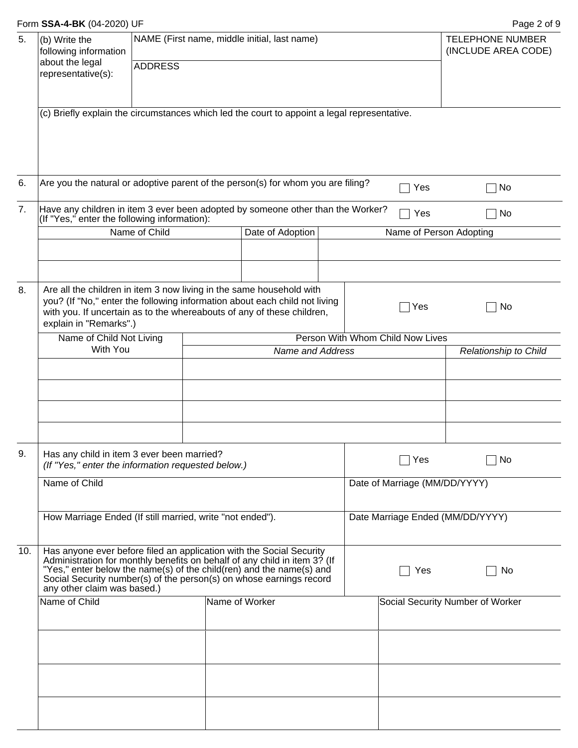Form **SSA-4-BK** (04-2020) UF

**5.** (b) Write the following information about the legal representative(s):

| NAME (First name, middle initial, last name) | TELEPHONE NUMBER (INCLUDE AREA CODE) |
|---|---|
| ADDRESS | |

(c) Briefly explain the circumstances which led the court to appoint a legal representative.

**6.** Are you the natural or adoptive parent of the person(s) for whom you are filing? ☐ Yes ☐ No

**7.** Have any children in item 3 ever been adopted by someone other than the Worker? (If "Yes," enter the following information): ☐ Yes ☐ No

| Name of Child | Date of Adoption | Name of Person Adopting |
|---|---|---|
| | | |
| | | |

**8.** Are all the children in item 3 now living in the same household with you? (If "No," enter the following information about each child not living with you. If uncertain as to the whereabouts of any of these children, explain in "Remarks".) ☐ Yes ☐ No

| Name of Child Not Living With You | Person With Whom Child Now Lives | |
|---|---|---|
| | *Name and Address* | *Relationship to Child* |
| | | |
| | | |
| | | |
| | | |

**9.** Has any child in item 3 ever been married? *(If "Yes," enter the information requested below.)* ☐ Yes ☐ No

| Name of Child | Date of Marriage (MM/DD/YYYY) |
|---|---|
| How Marriage Ended (If still married, write "not ended"). | Date Marriage Ended (MM/DD/YYYY) |

**10.** Has anyone ever before filed an application with the Social Security Administration for monthly benefits on behalf of any child in item 3? (If "Yes," enter below the name(s) of the child(ren) and the name(s) and Social Security number(s) of the person(s) on whose earnings record any other claim was based.) ☐ Yes ☐ No

| Name of Child | Name of Worker | Social Security Number of Worker |
|---|---|---|
| | | |
| | | |
| | | |
| | | |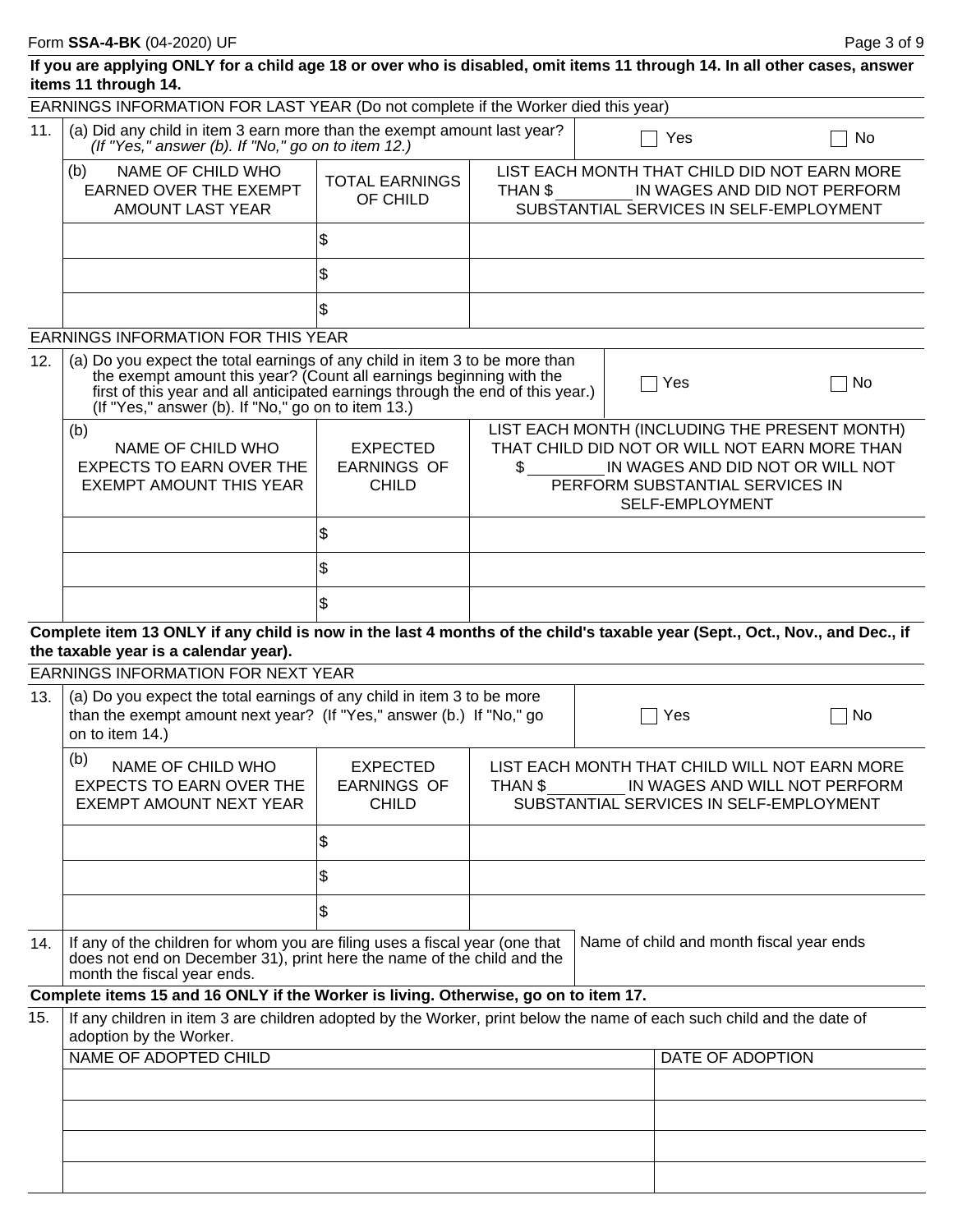Form **SSA-4-BK** (04-2020) UF

**If you are applying ONLY for a child age 18 or over who is disabled, omit items 11 through 14. In all other cases, answer items 11 through 14.**

EARNINGS INFORMATION FOR LAST YEAR (Do not complete if the Worker died this year)

11. (a) Did any child in item 3 earn more than the exempt amount last year? *(If "Yes," answer (b). If "No," go on to item 12.)* ☐ Yes ☐ No

| (b) NAME OF CHILD WHO EARNED OVER THE EXEMPT AMOUNT LAST YEAR | TOTAL EARNINGS OF CHILD | LIST EACH MONTH THAT CHILD DID NOT EARN MORE THAN $________ IN WAGES AND DID NOT PERFORM SUBSTANTIAL SERVICES IN SELF-EMPLOYMENT |
|---|---|---|
| | $ | |
| | $ | |
| | $ | |

EARNINGS INFORMATION FOR THIS YEAR

12. (a) Do you expect the total earnings of any child in item 3 to be more than the exempt amount this year? (Count all earnings beginning with the first of this year and all anticipated earnings through the end of this year.) (If "Yes," answer (b). If "No," go on to item 13.) ☐ Yes ☐ No

| (b) NAME OF CHILD WHO EXPECTS TO EARN OVER THE EXEMPT AMOUNT THIS YEAR | EXPECTED EARNINGS OF CHILD | LIST EACH MONTH (INCLUDING THE PRESENT MONTH) THAT CHILD DID NOT OR WILL NOT EARN MORE THAN $________ IN WAGES AND DID NOT OR WILL NOT PERFORM SUBSTANTIAL SERVICES IN SELF-EMPLOYMENT |
|---|---|---|
| | $ | |
| | $ | |
| | $ | |

**Complete item 13 ONLY if any child is now in the last 4 months of the child's taxable year (Sept., Oct., Nov., and Dec., if the taxable year is a calendar year).**

EARNINGS INFORMATION FOR NEXT YEAR

13. (a) Do you expect the total earnings of any child in item 3 to be more than the exempt amount next year? (If "Yes," answer (b.) If "No," go on to item 14.) ☐ Yes ☐ No

| (b) NAME OF CHILD WHO EXPECTS TO EARN OVER THE EXEMPT AMOUNT NEXT YEAR | EXPECTED EARNINGS OF CHILD | LIST EACH MONTH THAT CHILD WILL NOT EARN MORE THAN $________ IN WAGES AND WILL NOT PERFORM SUBSTANTIAL SERVICES IN SELF-EMPLOYMENT |
|---|---|---|
| | $ | |
| | $ | |
| | $ | |

14. If any of the children for whom you are filing uses a fiscal year (one that does not end on December 31), print here the name of the child and the month the fiscal year ends.

Name of child and month fiscal year ends

**Complete items 15 and 16 ONLY if the Worker is living. Otherwise, go on to item 17.**

15. If any children in item 3 are children adopted by the Worker, print below the name of each such child and the date of adoption by the Worker.

| NAME OF ADOPTED CHILD | DATE OF ADOPTION |
|---|---|
| | |
| | |
| | |
| | |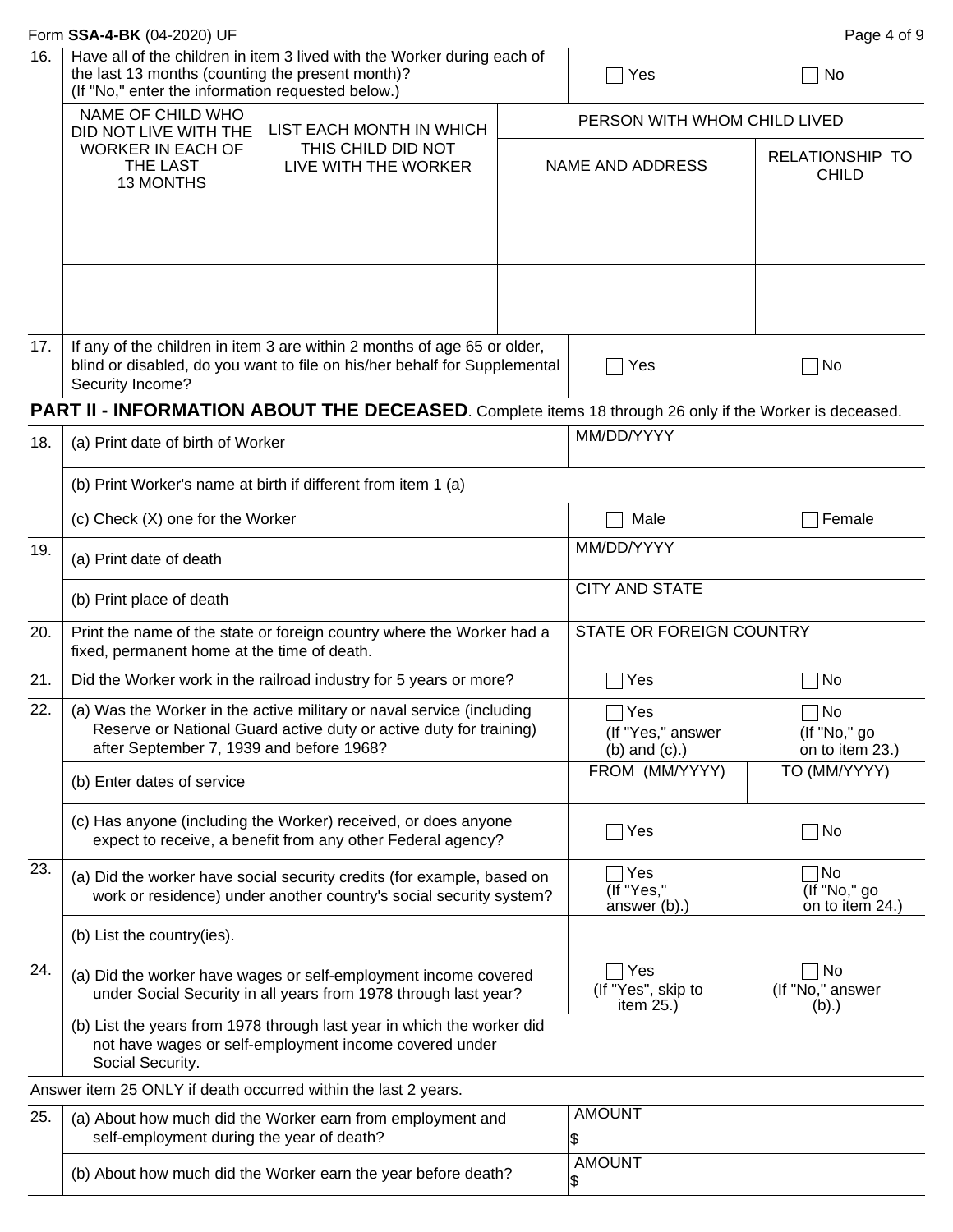| 16. | Have all of the children in item 3 lived with the Worker during each of the last 13 months (counting the present month)? (If "No," enter the information requested below.) | | ☐ Yes | ☐ No |
|---|---|---|---|---|
| | NAME OF CHILD WHO DID NOT LIVE WITH THE WORKER IN EACH OF THE LAST 13 MONTHS | LIST EACH MONTH IN WHICH THIS CHILD DID NOT LIVE WITH THE WORKER | PERSON WITH WHOM CHILD LIVED | |
| | | | NAME AND ADDRESS | RELATIONSHIP TO CHILD |
| | | | | |
| | | | | |

| 17. | If any of the children in item 3 are within 2 months of age 65 or older, blind or disabled, do you want to file on his/her behalf for Supplemental Security Income? | ☐ Yes | ☐ No |
|---|---|---|---|

## PART II - INFORMATION ABOUT THE DECEASED. Complete items 18 through 26 only if the Worker is deceased.

| | | | |
|---|---|---|---|
| 18. | (a) Print date of birth of Worker | MM/DD/YYYY | |
| | (b) Print Worker's name at birth if different from item 1 (a) | | |
| | (c) Check (X) one for the Worker | ☐ Male | ☐ Female |
| 19. | (a) Print date of death | MM/DD/YYYY | |
| | (b) Print place of death | CITY AND STATE | |
| 20. | Print the name of the state or foreign country where the Worker had a fixed, permanent home at the time of death. | STATE OR FOREIGN COUNTRY | |
| 21. | Did the Worker work in the railroad industry for 5 years or more? | ☐ Yes | ☐ No |
| 22. | (a) Was the Worker in the active military or naval service (including Reserve or National Guard active duty or active duty for training) after September 7, 1939 and before 1968? | ☐ Yes (If "Yes," answer (b) and (c).) | ☐ No (If "No," go on to item 23.) |
| | (b) Enter dates of service | FROM (MM/YYYY) | TO (MM/YYYY) |
| | (c) Has anyone (including the Worker) received, or does anyone expect to receive, a benefit from any other Federal agency? | ☐ Yes | ☐ No |
| 23. | (a) Did the worker have social security credits (for example, based on work or residence) under another country's social security system? | ☐ Yes (If "Yes," answer (b).) | ☐ No (If "No," go on to item 24.) |
| | (b) List the country(ies). | | |
| 24. | (a) Did the worker have wages or self-employment income covered under Social Security in all years from 1978 through last year? | ☐ Yes (If "Yes", skip to item 25.) | ☐ No (If "No," answer (b).) |
| | (b) List the years from 1978 through last year in which the worker did not have wages or self-employment income covered under Social Security. | | |

Answer item 25 ONLY if death occurred within the last 2 years.

| | | |
|---|---|---|
| 25. | (a) About how much did the Worker earn from employment and self-employment during the year of death? | AMOUNT $ |
| | (b) About how much did the Worker earn the year before death? | AMOUNT $ |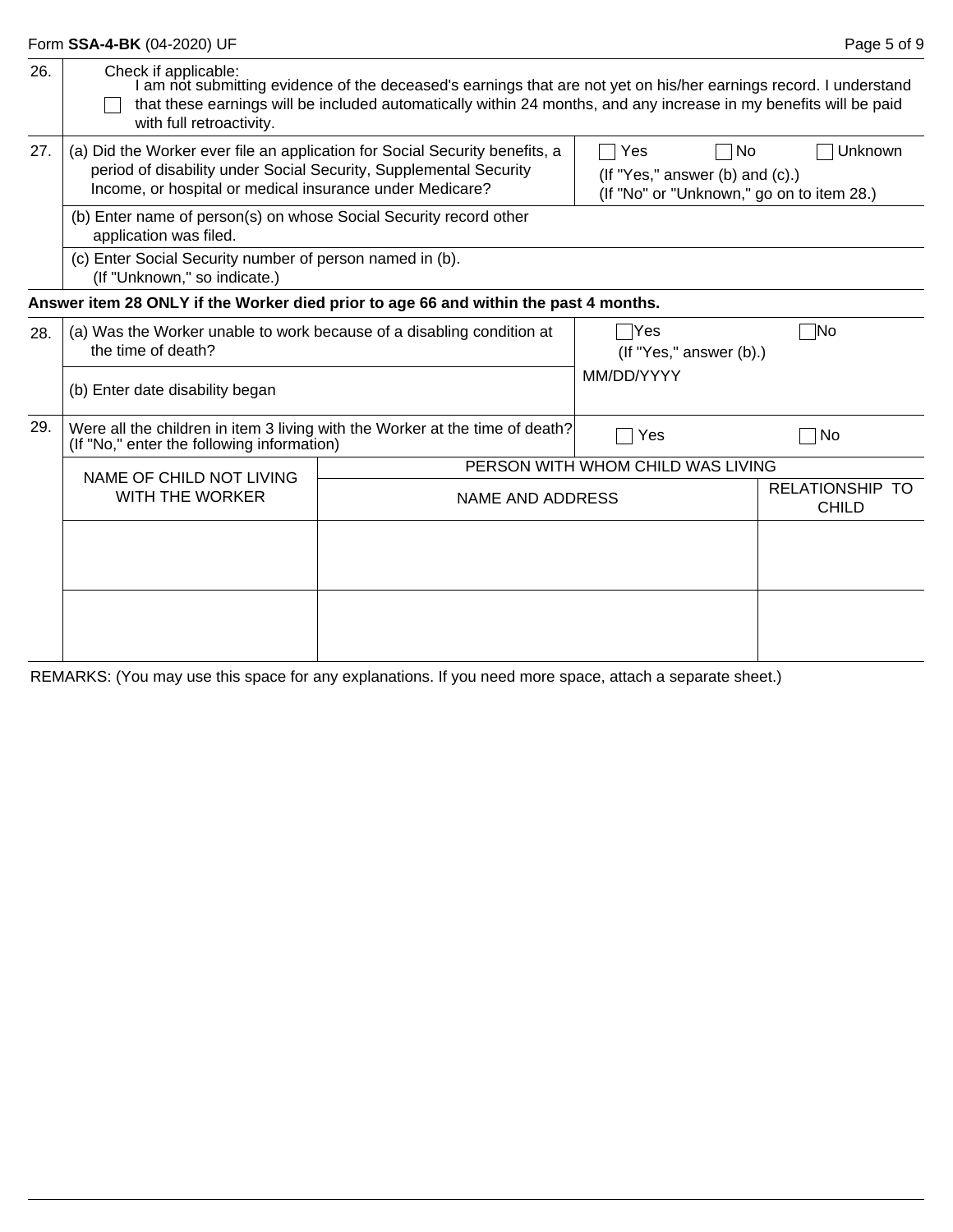**26.** Check if applicable:

☐ I am not submitting evidence of the deceased's earnings that are not yet on his/her earnings record. I understand that these earnings will be included automatically within 24 months, and any increase in my benefits will be paid with full retroactivity.

**27.** (a) Did the Worker ever file an application for Social Security benefits, a period of disability under Social Security, Supplemental Security Income, or hospital or medical insurance under Medicare?

☐ Yes ☐ No ☐ Unknown

(If "Yes," answer (b) and (c).)
(If "No" or "Unknown," go on to item 28.)

(b) Enter name of person(s) on whose Social Security record other application was filed.

(c) Enter Social Security number of person named in (b). (If "Unknown," so indicate.)

**Answer item 28 ONLY if the Worker died prior to age 66 and within the past 4 months.**

**28.** (a) Was the Worker unable to work because of a disabling condition at the time of death?

☐ Yes ☐ No
(If "Yes," answer (b).)

(b) Enter date disability began

MM/DD/YYYY

**29.** Were all the children in item 3 living with the Worker at the time of death? (If "No," enter the following information)

☐ Yes ☐ No

| NAME OF CHILD NOT LIVING WITH THE WORKER | PERSON WITH WHOM CHILD WAS LIVING | |
|---|---|---|
| | NAME AND ADDRESS | RELATIONSHIP TO CHILD |
| | | |
| | | |

REMARKS: (You may use this space for any explanations. If you need more space, attach a separate sheet.)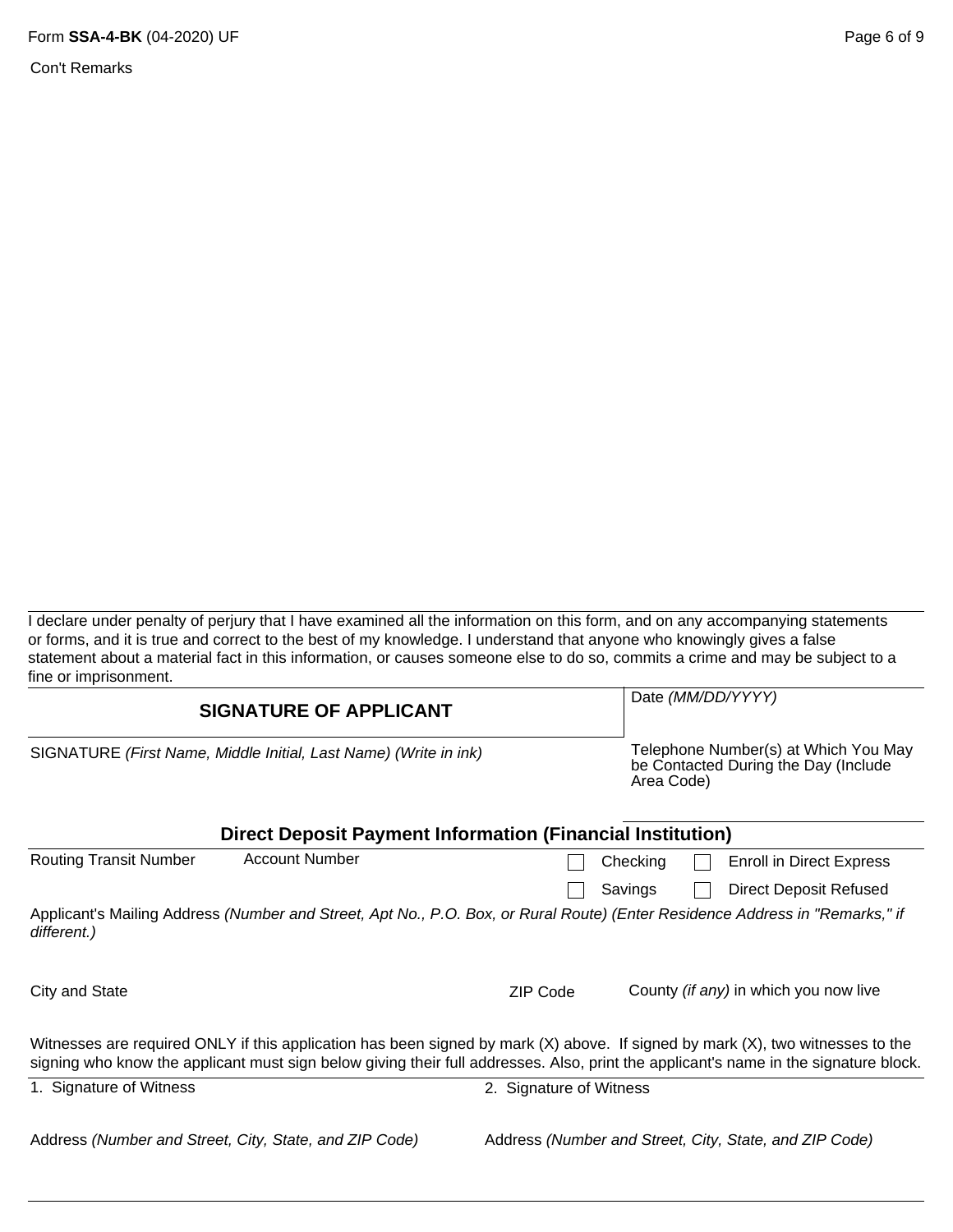Con't Remarks

I declare under penalty of perjury that I have examined all the information on this form, and on any accompanying statements or forms, and it is true and correct to the best of my knowledge. I understand that anyone who knowingly gives a false statement about a material fact in this information, or causes someone else to do so, commits a crime and may be subject to a fine or imprisonment.

| **SIGNATURE OF APPLICANT** | Date *(MM/DD/YYYY)* |
|---|---|
| SIGNATURE *(First Name, Middle Initial, Last Name) (Write in ink)* | Telephone Number(s) at Which You May be Contacted During the Day (Include Area Code) |

## Direct Deposit Payment Information (Financial Institution)

| Routing Transit Number | Account Number | | |
|---|---|---|---|
| | | ☐ Checking | ☐ Enroll in Direct Express |
| | | ☐ Savings | ☐ Direct Deposit Refused |

Applicant's Mailing Address *(Number and Street, Apt No., P.O. Box, or Rural Route) (Enter Residence Address in "Remarks," if different.)*

| City and State | ZIP Code | County *(if any)* in which you now live |
|---|---|---|
| | | |

Witnesses are required ONLY if this application has been signed by mark (X) above. If signed by mark (X), two witnesses to the signing who know the applicant must sign below giving their full addresses. Also, print the applicant's name in the signature block.

| 1. Signature of Witness | 2. Signature of Witness |
|---|---|
| Address *(Number and Street, City, State, and ZIP Code)* | Address *(Number and Street, City, State, and ZIP Code)* |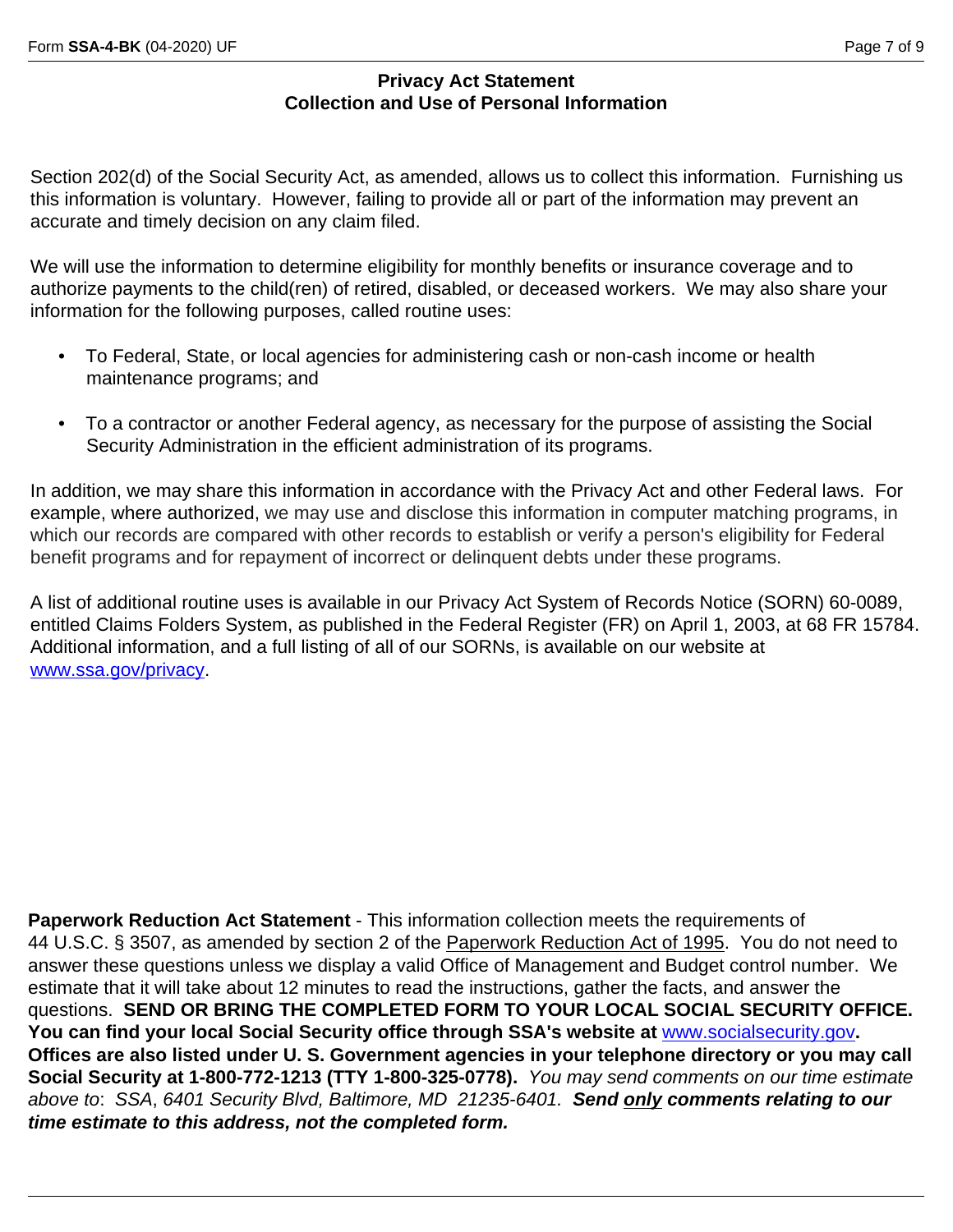## Privacy Act Statement
## Collection and Use of Personal Information

Section 202(d) of the Social Security Act, as amended, allows us to collect this information. Furnishing us this information is voluntary. However, failing to provide all or part of the information may prevent an accurate and timely decision on any claim filed.

We will use the information to determine eligibility for monthly benefits or insurance coverage and to authorize payments to the child(ren) of retired, disabled, or deceased workers. We may also share your information for the following purposes, called routine uses:

- To Federal, State, or local agencies for administering cash or non-cash income or health maintenance programs; and
- To a contractor or another Federal agency, as necessary for the purpose of assisting the Social Security Administration in the efficient administration of its programs.

In addition, we may share this information in accordance with the Privacy Act and other Federal laws. For example, where authorized, we may use and disclose this information in computer matching programs, in which our records are compared with other records to establish or verify a person's eligibility for Federal benefit programs and for repayment of incorrect or delinquent debts under these programs.

A list of additional routine uses is available in our Privacy Act System of Records Notice (SORN) 60-0089, entitled Claims Folders System, as published in the Federal Register (FR) on April 1, 2003, at 68 FR 15784. Additional information, and a full listing of all of our SORNs, is available on our website at www.ssa.gov/privacy.

**Paperwork Reduction Act Statement** - This information collection meets the requirements of 44 U.S.C. § 3507, as amended by section 2 of the Paperwork Reduction Act of 1995. You do not need to answer these questions unless we display a valid Office of Management and Budget control number. We estimate that it will take about 12 minutes to read the instructions, gather the facts, and answer the questions. **SEND OR BRING THE COMPLETED FORM TO YOUR LOCAL SOCIAL SECURITY OFFICE. You can find your local Social Security office through SSA's website at www.socialsecurity.gov. Offices are also listed under U. S. Government agencies in your telephone directory or you may call Social Security at 1-800-772-1213 (TTY 1-800-325-0778).** *You may send comments on our time estimate above to: SSA, 6401 Security Blvd, Baltimore, MD 21235-6401.* ***Send only comments relating to our time estimate to this address, not the completed form.***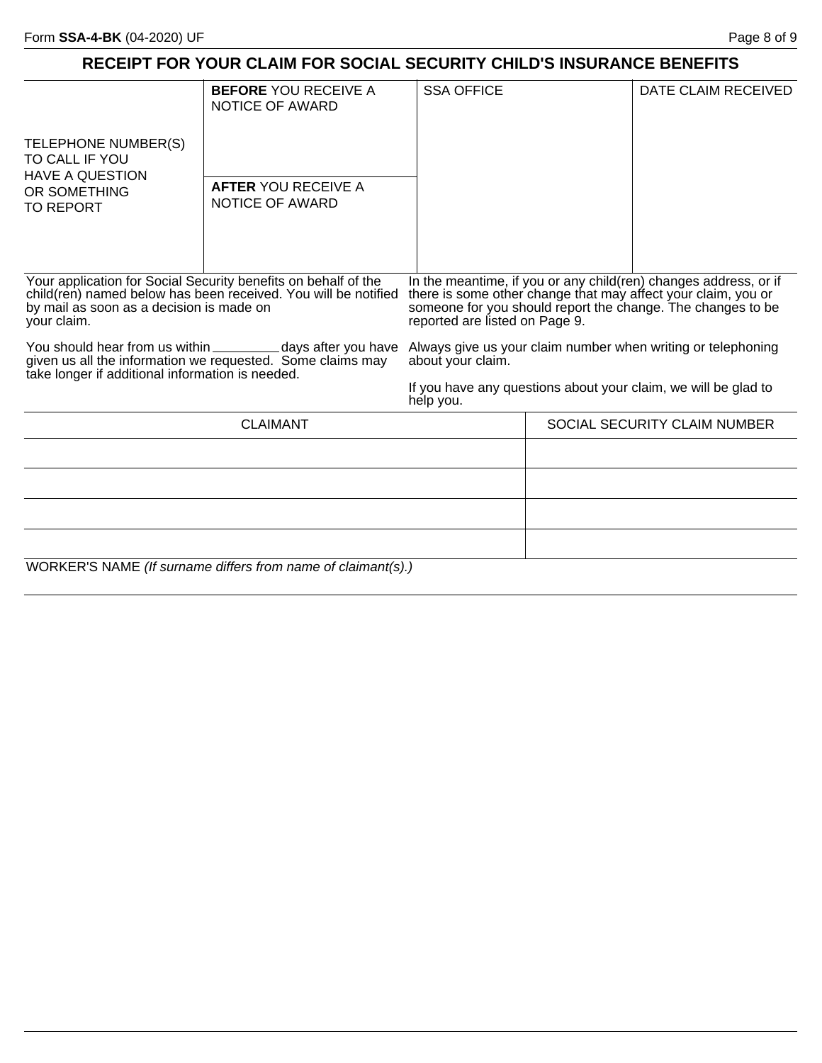# RECEIPT FOR YOUR CLAIM FOR SOCIAL SECURITY CHILD'S INSURANCE BENEFITS

| TELEPHONE NUMBER(S) TO CALL IF YOU HAVE A QUESTION OR SOMETHING TO REPORT | **BEFORE** YOU RECEIVE A NOTICE OF AWARD | SSA OFFICE | DATE CLAIM RECEIVED |
|---|---|---|---|
| | **AFTER** YOU RECEIVE A NOTICE OF AWARD | | |

Your application for Social Security benefits on behalf of the child(ren) named below has been received. You will be notified by mail as soon as a decision is made on your claim.

You should hear from us within _________ days after you have given us all the information we requested. Some claims may take longer if additional information is needed.

In the meantime, if you or any child(ren) changes address, or if there is some other change that may affect your claim, you or someone for you should report the change. The changes to be reported are listed on Page 9.

Always give us your claim number when writing or telephoning about your claim.

If you have any questions about your claim, we will be glad to help you.

| CLAIMANT | SOCIAL SECURITY CLAIM NUMBER |
|---|---|
| | |
| | |
| | |
| | |

WORKER'S NAME *(If surname differs from name of claimant(s).)*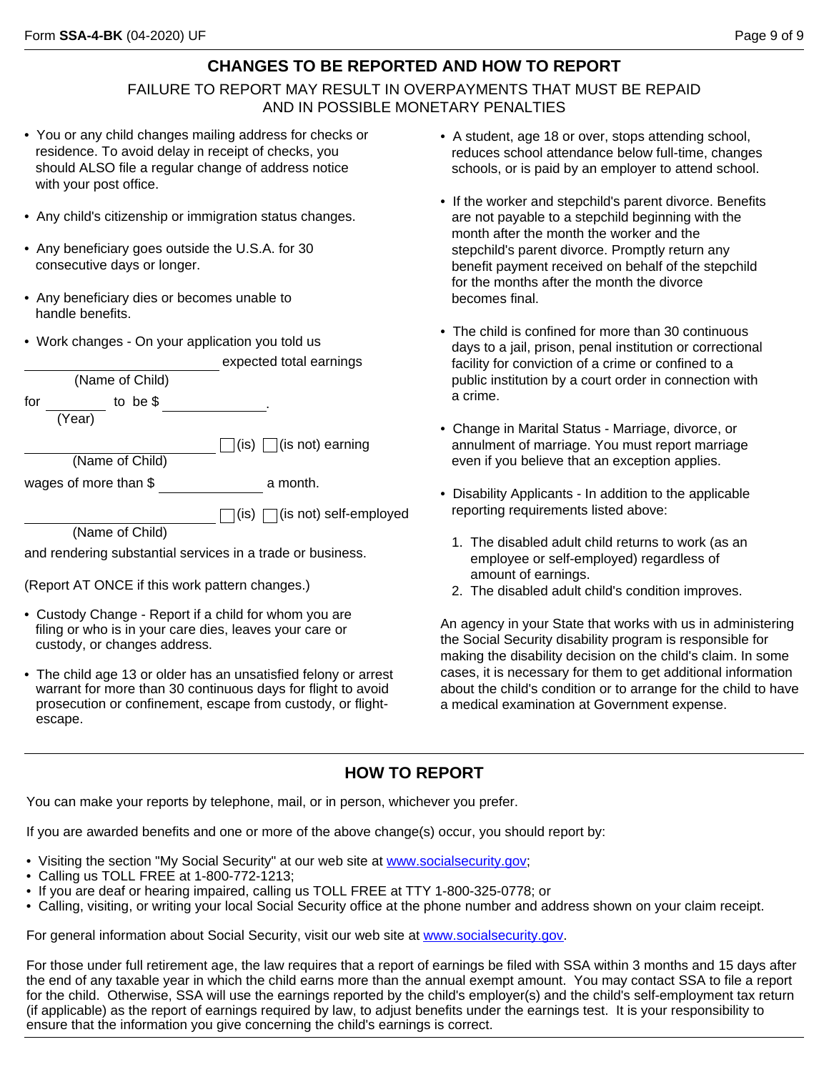## CHANGES TO BE REPORTED AND HOW TO REPORT

FAILURE TO REPORT MAY RESULT IN OVERPAYMENTS THAT MUST BE REPAID AND IN POSSIBLE MONETARY PENALTIES

- You or any child changes mailing address for checks or residence. To avoid delay in receipt of checks, you should ALSO file a regular change of address notice with your post office.
- Any child's citizenship or immigration status changes.
- Any beneficiary goes outside the U.S.A. for 30 consecutive days or longer.
- Any beneficiary dies or becomes unable to handle benefits.
- Work changes - On your application you told us

______________________ expected total earnings
(Name of Child)

for ________ to be $ ____________.
(Year)

______________________ ☐ (is) ☐ (is not) earning
(Name of Child)

wages of more than $ ____________ a month.

______________________ ☐ (is) ☐ (is not) self-employed
(Name of Child)

and rendering substantial services in a trade or business.

(Report AT ONCE if this work pattern changes.)

- Custody Change - Report if a child for whom you are filing or who is in your care dies, leaves your care or custody, or changes address.
- The child age 13 or older has an unsatisfied felony or arrest warrant for more than 30 continuous days for flight to avoid prosecution or confinement, escape from custody, or flight-escape.
- A student, age 18 or over, stops attending school, reduces school attendance below full-time, changes schools, or is paid by an employer to attend school.
- If the worker and stepchild's parent divorce. Benefits are not payable to a stepchild beginning with the month after the month the worker and the stepchild's parent divorce. Promptly return any benefit payment received on behalf of the stepchild for the months after the month the divorce becomes final.
- The child is confined for more than 30 continuous days to a jail, prison, penal institution or correctional facility for conviction of a crime or confined to a public institution by a court order in connection with a crime.
- Change in Marital Status - Marriage, divorce, or annulment of marriage. You must report marriage even if you believe that an exception applies.
- Disability Applicants - In addition to the applicable reporting requirements listed above:
  1. The disabled adult child returns to work (as an employee or self-employed) regardless of amount of earnings.
  2. The disabled adult child's condition improves.

An agency in your State that works with us in administering the Social Security disability program is responsible for making the disability decision on the child's claim. In some cases, it is necessary for them to get additional information about the child's condition or to arrange for the child to have a medical examination at Government expense.

## HOW TO REPORT

You can make your reports by telephone, mail, or in person, whichever you prefer.

If you are awarded benefits and one or more of the above change(s) occur, you should report by:

- Visiting the section "My Social Security" at our web site at www.socialsecurity.gov;
- Calling us TOLL FREE at 1-800-772-1213;
- If you are deaf or hearing impaired, calling us TOLL FREE at TTY 1-800-325-0778; or
- Calling, visiting, or writing your local Social Security office at the phone number and address shown on your claim receipt.

For general information about Social Security, visit our web site at www.socialsecurity.gov.

For those under full retirement age, the law requires that a report of earnings be filed with SSA within 3 months and 15 days after the end of any taxable year in which the child earns more than the annual exempt amount. You may contact SSA to file a report for the child. Otherwise, SSA will use the earnings reported by the child's employer(s) and the child's self-employment tax return (if applicable) as the report of earnings required by law, to adjust benefits under the earnings test. It is your responsibility to ensure that the information you give concerning the child's earnings is correct.